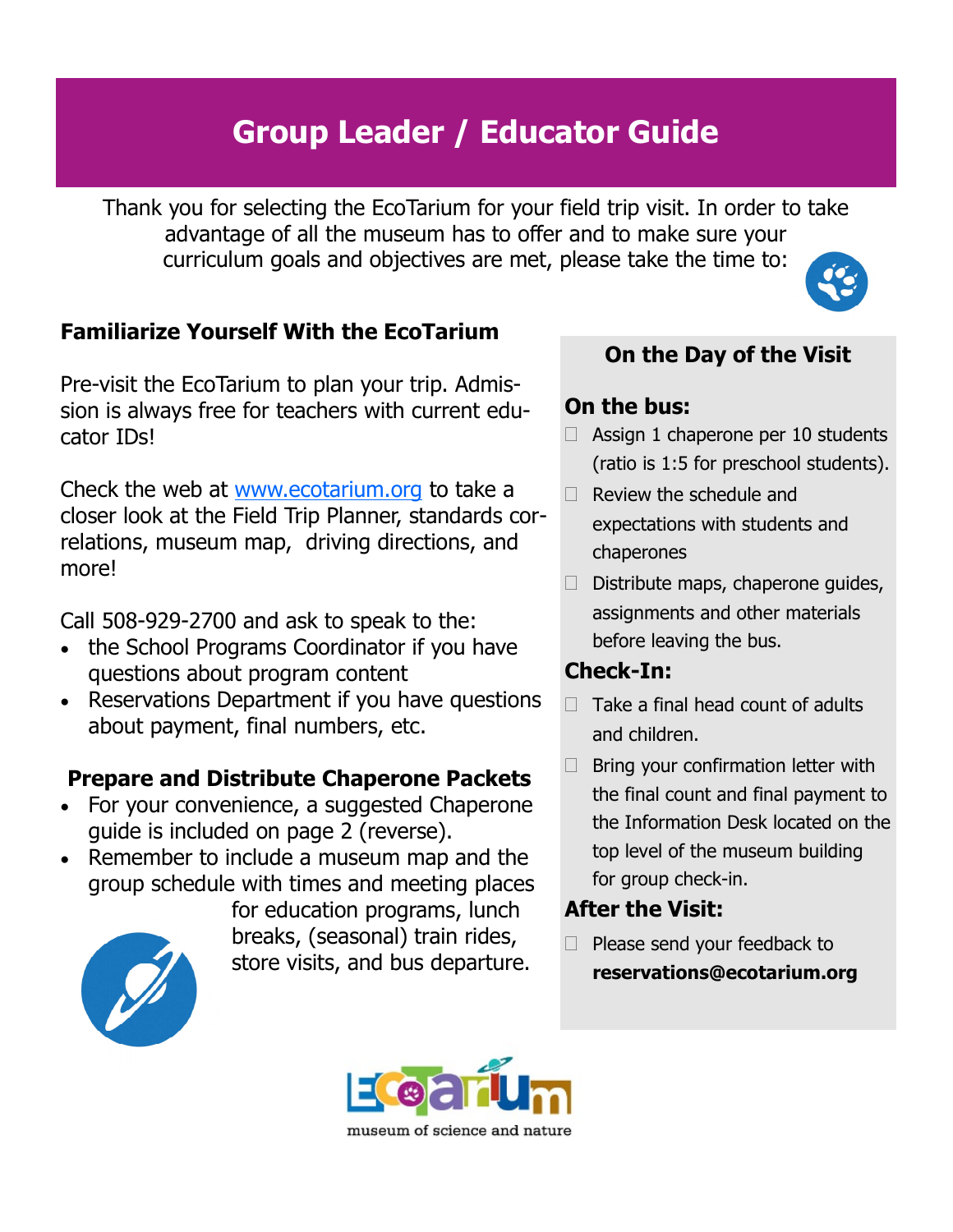# Group Leader / Educator Guide

Thank you for selecting the EcoTarium for your field trip visit. In order to take advantage of all the museum has to offer and to make sure your curriculum goals and objectives are met, please take the time to:

## Familiarize Yourself With the EcoTarium

Pre-visit the EcoTarium to plan your trip. Admission is always free for teachers with current educator IDs!

Check the web at [www.ecotarium.org](http://www.ecotarium.org) to take a closer look at the Field Trip Planner, standards correlations, museum map, driving directions, and more!

Call 508-929-2700 and ask to speak to the:

- the School Programs Coordinator if you have questions about program content
- Reservations Department if you have questions about payment, final numbers, etc.

## Prepare and Distribute Chaperone Packets

- For your convenience, a suggested Chaperone guide is included on page 2 (reverse).
- Remember to include a museum map and the group schedule with times and meeting places for education programs, lunch breaks, (seasonal) train rides, store visits, and bus departure.

## On the Day of the Visit

### On the bus:

- ☐ Assign 1 chaperone per 10 students (ratio is 1:5 for preschool students).
- ☐ Review the schedule and expectations with students and chaperones
- ☐ Distribute maps, chaperone guides, assignments and other materials before leaving the bus.

### Check-In:

- ☐ Take a final head count of adults and children.
- ☐ Bring your confirmation letter with the final count and final payment to the Information Desk located on the top level of the museum building for group check-in.

### After the Visit:

- ☐ Please send your feedback to **reservations@ecotarium.org**

EcoTarium
museum of science and nature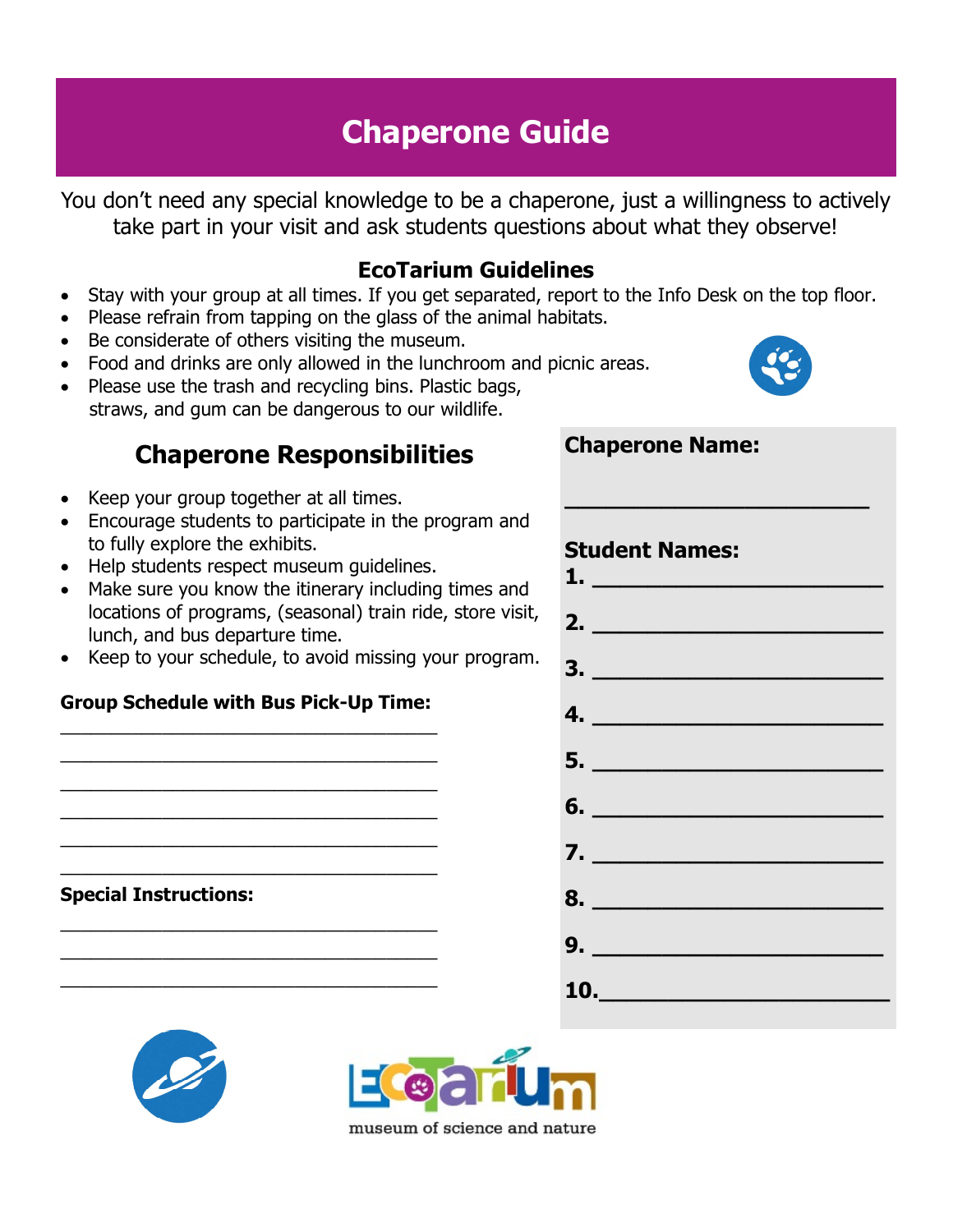# Chaperone Guide

You don't need any special knowledge to be a chaperone, just a willingness to actively take part in your visit and ask students questions about what they observe!

### EcoTarium Guidelines

- Stay with your group at all times. If you get separated, report to the Info Desk on the top floor.
- Please refrain from tapping on the glass of the animal habitats.
- Be considerate of others visiting the museum.
- Food and drinks are only allowed in the lunchroom and picnic areas.
- Please use the trash and recycling bins. Plastic bags, straws, and gum can be dangerous to our wildlife.

## Chaperone Responsibilities

- Keep your group together at all times.
- Encourage students to participate in the program and to fully explore the exhibits.
- Help students respect museum guidelines.
- Make sure you know the itinerary including times and locations of programs, (seasonal) train ride, store visit, lunch, and bus departure time.
- Keep to your schedule, to avoid missing your program.

**Group Schedule with Bus Pick-Up Time:**

______________________________

______________________________

______________________________

______________________________

______________________________

______________________________

**Special Instructions:**

______________________________

______________________________

______________________________

**Chaperone Name:**

______________________

**Student Names:**

1. ______________________
2. ______________________
3. ______________________
4. ______________________
5. ______________________
6. ______________________
7. ______________________
8. ______________________
9. ______________________
10. ______________________

EcoTarium
museum of science and nature